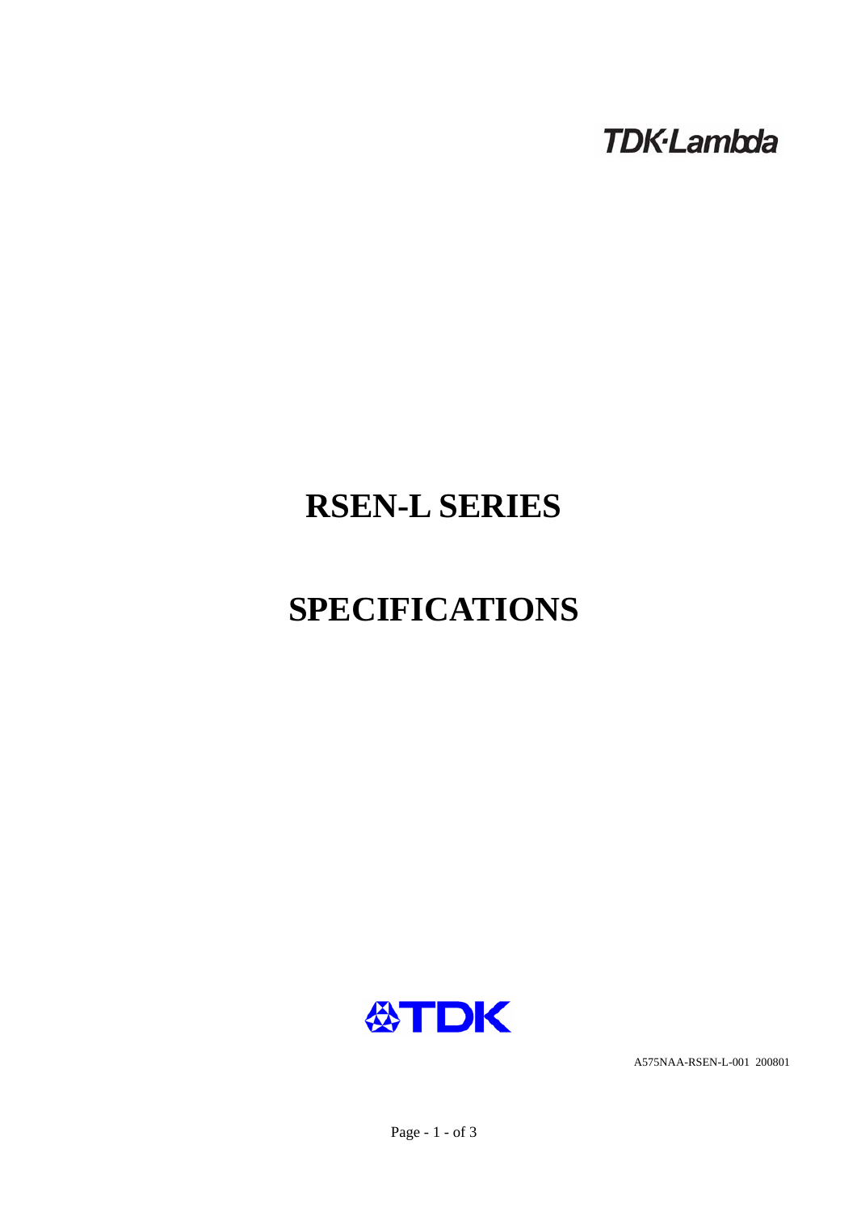TDK-Lambda

# RSEN-L SERIES

# SPECIFICATIONS

TDK

A575NAA-RSEN-L-001 200801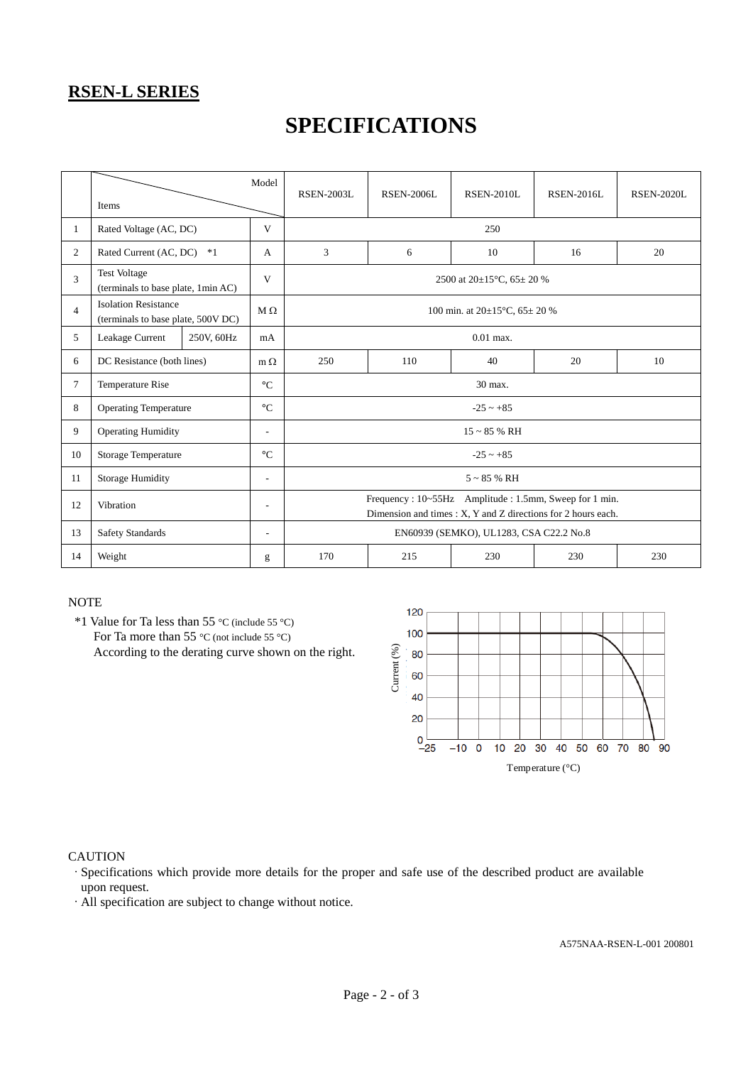## RSEN-L SERIES

# SPECIFICATIONS

| | Items | | Model | RSEN-2003L | RSEN-2006L | RSEN-2010L | RSEN-2016L | RSEN-2020L |
|---|---|---|---|---|---|---|---|---|
| 1 | Rated Voltage (AC, DC) | | V | 250 | | | | |
| 2 | Rated Current (AC, DC) *1 | | A | 3 | 6 | 10 | 16 | 20 |
| 3 | Test Voltage (terminals to base plate, 1min AC) | | V | 2500 at 20±15°C, 65± 20 % | | | | |
| 4 | Isolation Resistance (terminals to base plate, 500V DC) | | M Ω | 100 min. at 20±15°C, 65± 20 % | | | | |
| 5 | Leakage Current | 250V, 60Hz | mA | 0.01 max. | | | | |
| 6 | DC Resistance (both lines) | | m Ω | 250 | 110 | 40 | 20 | 10 |
| 7 | Temperature Rise | | °C | 30 max. | | | | |
| 8 | Operating Temperature | | °C | -25 ~ +85 | | | | |
| 9 | Operating Humidity | | - | 15 ~ 85 % RH | | | | |
| 10 | Storage Temperature | | °C | -25 ~ +85 | | | | |
| 11 | Storage Humidity | | - | 5 ~ 85 % RH | | | | |
| 12 | Vibration | | - | Frequency : 10~55Hz Amplitude : 1.5mm, Sweep for 1 min. Dimension and times : X, Y and Z directions for 2 hours each. | | | | |
| 13 | Safety Standards | | - | EN60939 (SEMKO), UL1283, CSA C22.2 No.8 | | | | |
| 14 | Weight | | g | 170 | 215 | 230 | 230 | 230 |

NOTE

*1 Value for Ta less than 55 °C (include 55 °C)
For Ta more than 55 °C (not include 55 °C)
According to the derating curve shown on the right.

CAUTION

- Specifications which provide more details for the proper and safe use of the described product are available upon request.
- All specification are subject to change without notice.

A575NAA-RSEN-L-001 200801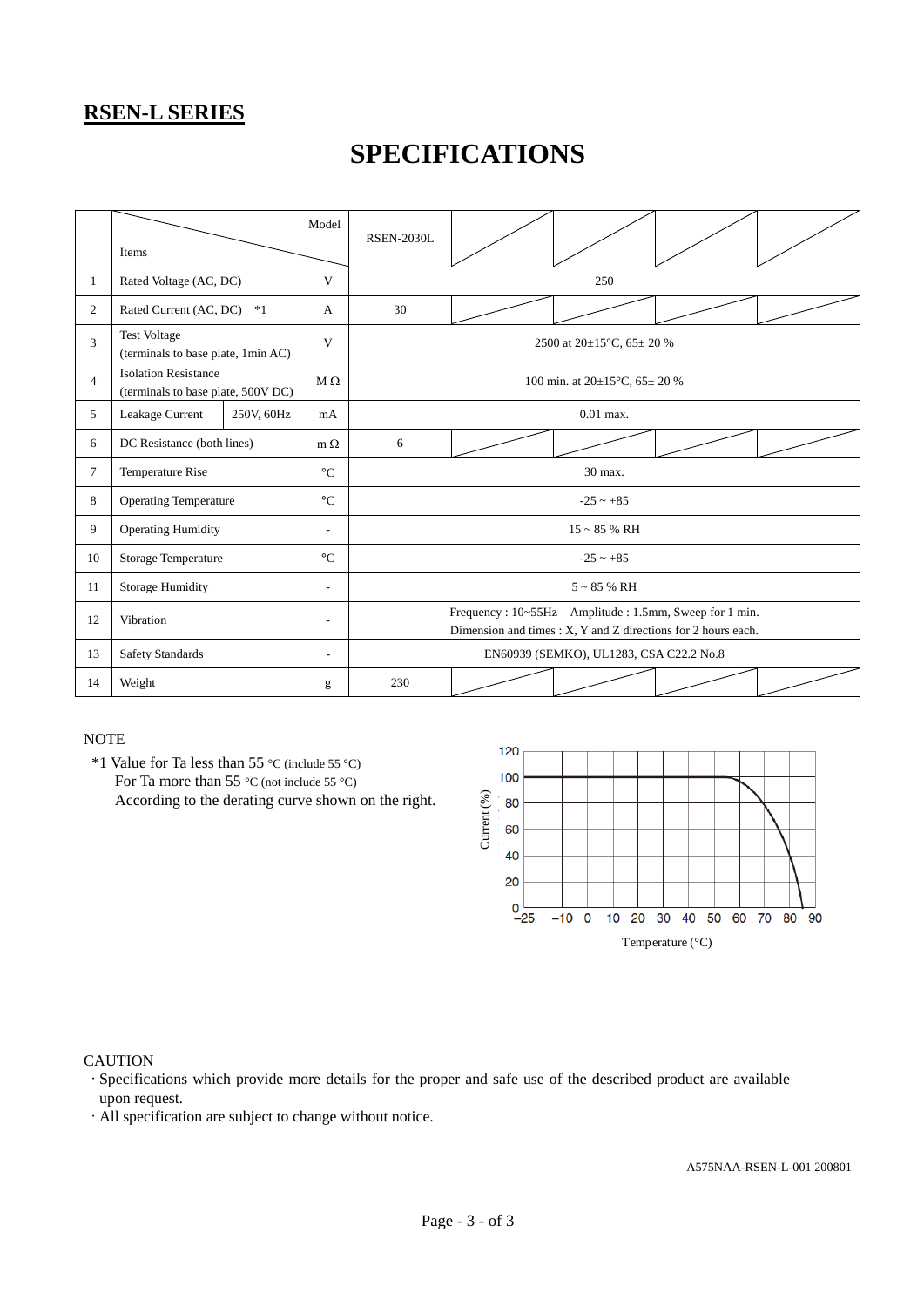## RSEN-L SERIES

# SPECIFICATIONS

| | Items / Model | | | RSEN-2030L | | | | |
|---|---|---|---|---|---|---|---|---|
| 1 | Rated Voltage (AC, DC) | | V | 250 | | | | |
| 2 | Rated Current (AC, DC) *1 | | A | 30 | | | | |
| 3 | Test Voltage (terminals to base plate, 1min AC) | | V | 2500 at 20±15°C, 65± 20 % | | | | |
| 4 | Isolation Resistance (terminals to base plate, 500V DC) | | MΩ | 100 min. at 20±15°C, 65± 20 % | | | | |
| 5 | Leakage Current | 250V, 60Hz | mA | 0.01 max. | | | | |
| 6 | DC Resistance (both lines) | | mΩ | 6 | | | | |
| 7 | Temperature Rise | | °C | 30 max. | | | | |
| 8 | Operating Temperature | | °C | -25 ~ +85 | | | | |
| 9 | Operating Humidity | | - | 15 ~ 85 % RH | | | | |
| 10 | Storage Temperature | | °C | -25 ~ +85 | | | | |
| 11 | Storage Humidity | | - | 5 ~ 85 % RH | | | | |
| 12 | Vibration | | - | Frequency : 10~55Hz Amplitude : 1.5mm, Sweep for 1 min. Dimension and times : X, Y and Z directions for 2 hours each. | | | | |
| 13 | Safety Standards | | - | EN60939 (SEMKO), UL1283, CSA C22.2 No.8 | | | | |
| 14 | Weight | | g | 230 | | | | |

NOTE

*1 Value for Ta less than 55 °C (include 55 °C)
For Ta more than 55 °C (not include 55 °C)
According to the derating curve shown on the right.

Current (%)
120
100
80
60
40
20
0
−25 −10 0 10 20 30 40 50 60 70 80 90
Temperature (°C)

CAUTION

· Specifications which provide more details for the proper and safe use of the described product are available upon request.
· All specification are subject to change without notice.

A575NAA-RSEN-L-001 200801